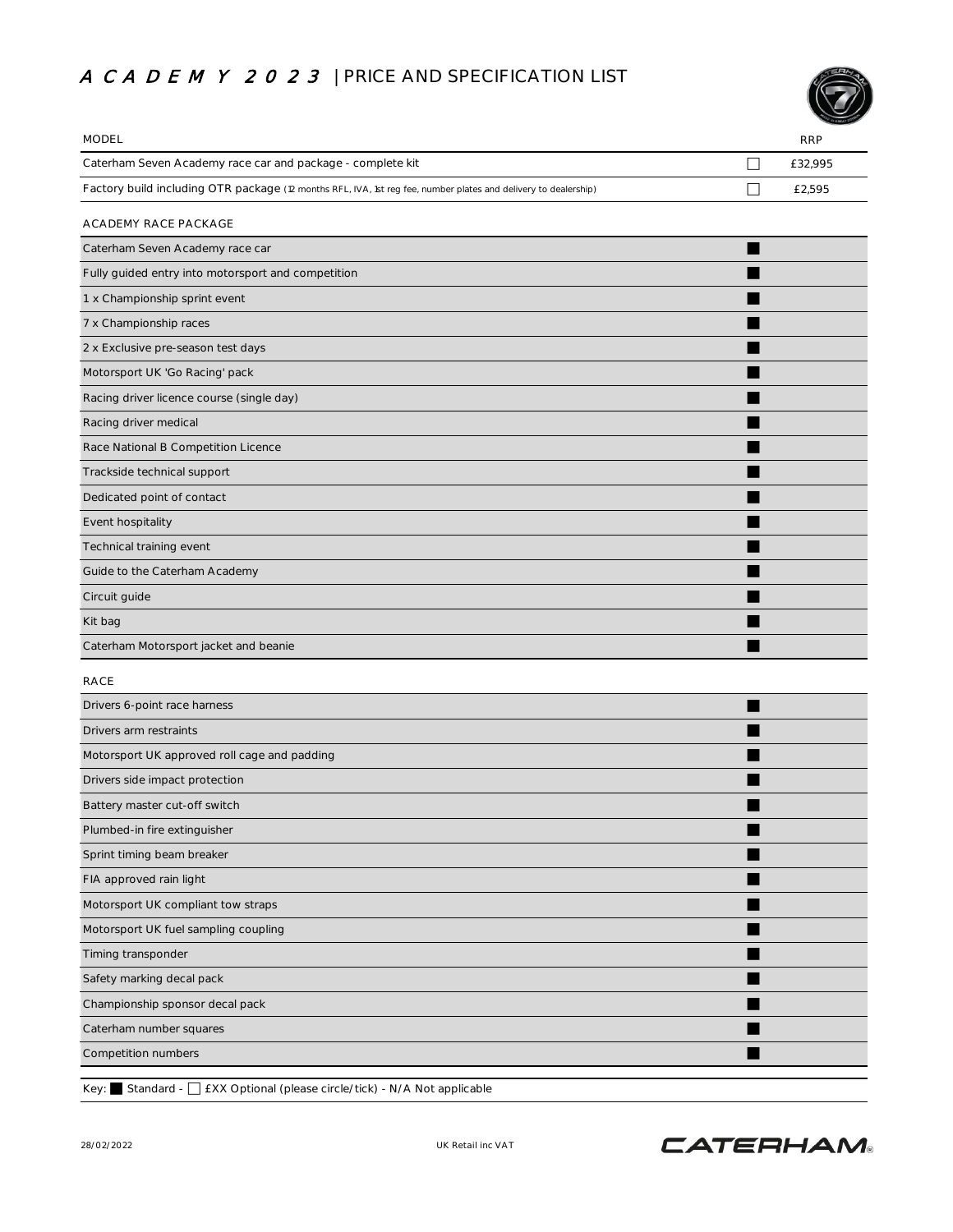# ACADEMY 2023 | PRICE AND SPECIFICATION LIST

| MODEL | | RRP |
|---|---|---|
| Caterham Seven Academy race car and package - complete kit | ☐ | £32,995 |
| Factory build including OTR package (12 months RFL, IVA, 1st reg fee, number plates and delivery to dealership) | ☐ | £2,595 |

| ACADEMY RACE PACKAGE | | |
|---|---|---|
| Caterham Seven Academy race car | ■ | |
| Fully guided entry into motorsport and competition | ■ | |
| 1 x Championship sprint event | ■ | |
| 7 x Championship races | ■ | |
| 2 x Exclusive pre-season test days | ■ | |
| Motorsport UK 'Go Racing' pack | ■ | |
| Racing driver licence course (single day) | ■ | |
| Racing driver medical | ■ | |
| Race National B Competition Licence | ■ | |
| Trackside technical support | ■ | |
| Dedicated point of contact | ■ | |
| Event hospitality | ■ | |
| Technical training event | ■ | |
| Guide to the Caterham Academy | ■ | |
| Circuit guide | ■ | |
| Kit bag | ■ | |
| Caterham Motorsport jacket and beanie | ■ | |

| RACE | | |
|---|---|---|
| Drivers 6-point race harness | ■ | |
| Drivers arm restraints | ■ | |
| Motorsport UK approved roll cage and padding | ■ | |
| Drivers side impact protection | ■ | |
| Battery master cut-off switch | ■ | |
| Plumbed-in fire extinguisher | ■ | |
| Sprint timing beam breaker | ■ | |
| FIA approved rain light | ■ | |
| Motorsport UK compliant tow straps | ■ | |
| Motorsport UK fuel sampling coupling | ■ | |
| Timing transponder | ■ | |
| Safety marking decal pack | ■ | |
| Championship sponsor decal pack | ■ | |
| Caterham number squares | ■ | |
| Competition numbers | ■ | |

Key: ■ Standard - ☐ £XX Optional (please circle/tick) - N/A Not applicable

28/02/2022

UK Retail inc VAT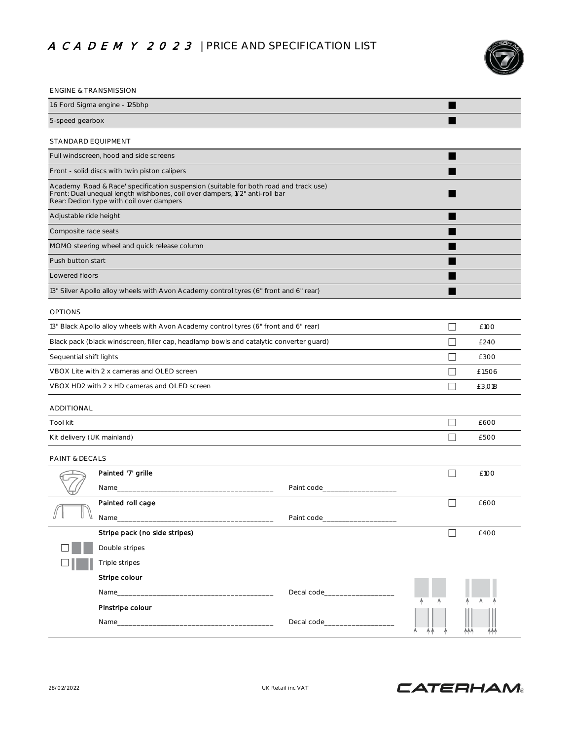# ACADEMY 2023 | PRICE AND SPECIFICATION LIST

## ENGINE & TRANSMISSION

| Item | Included |
|---|---|
| 1.6 Ford Sigma engine - 125bhp | ■ |
| 5-speed gearbox | ■ |

## STANDARD EQUIPMENT

| Item | Included |
|---|---|
| Full windscreen, hood and side screens | ■ |
| Front - solid discs with twin piston calipers | ■ |
| Academy 'Road & Race' specification suspension (suitable for both road and track use)<br>Front: Dual unequal length wishbones, coil over dampers, 1/2" anti-roll bar<br>Rear: Dedion type with coil over dampers | ■ |
| Adjustable ride height | ■ |
| Composite race seats | ■ |
| MOMO steering wheel and quick release column | ■ |
| Push button start | ■ |
| Lowered floors | ■ |
| 13" Silver Apollo alloy wheels with Avon Academy control tyres (6" front and 6" rear) | ■ |

## OPTIONS

| Item | Select | Price |
|---|---|---|
| 13" Black Apollo alloy wheels with Avon Academy control tyres (6" front and 6" rear) | ☐ | £100 |
| Black pack (black windscreen, filler cap, headlamp bowls and catalytic converter guard) | ☐ | £240 |
| Sequential shift lights | ☐ | £300 |
| VBOX Lite with 2 x cameras and OLED screen | ☐ | £1,506 |
| VBOX HD2 with 2 x HD cameras and OLED screen | ☐ | £3,018 |

## ADDITIONAL

| Item | Select | Price |
|---|---|---|
| Tool kit | ☐ | £600 |
| Kit delivery (UK mainland) | ☐ | £500 |

## PAINT & DECALS

| Item | Select | Price |
|---|---|---|
| **Painted '7' grille** | ☐ | £100 |
| Name_______________ Paint code_______________ | | |
| **Painted roll cage** | ☐ | £600 |
| Name_______________ Paint code_______________ | | |
| **Stripe pack (no side stripes)** | ☐ | £400 |
| ☐ Double stripes | | |
| ☐ Triple stripes | | |
| **Stripe colour** | | |
| Name_______________ Decal code_______________ | | |
| **Pinstripe colour** | | |
| Name_______________ Decal code_______________ | | |

28/02/2022

UK Retail inc VAT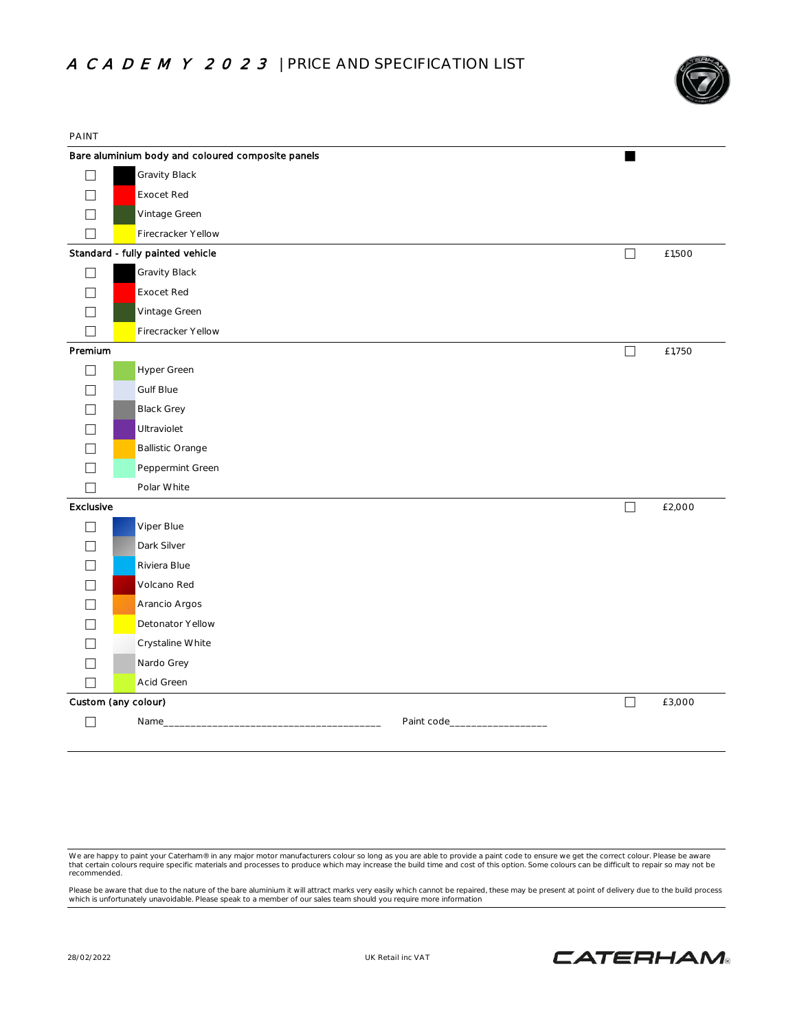# ACADEMY 2023 | PRICE AND SPECIFICATION LIST

## PAINT

| Option | | Price |
|---|---|---|
| **Bare aluminium body and coloured composite panels** | ■ | |
| ☐ Gravity Black | | |
| ☐ Exocet Red | | |
| ☐ Vintage Green | | |
| ☐ Firecracker Yellow | | |
| **Standard - fully painted vehicle** | ☐ | £1500 |
| ☐ Gravity Black | | |
| ☐ Exocet Red | | |
| ☐ Vintage Green | | |
| ☐ Firecracker Yellow | | |
| **Premium** | ☐ | £1750 |
| ☐ Hyper Green | | |
| ☐ Gulf Blue | | |
| ☐ Black Grey | | |
| ☐ Ultraviolet | | |
| ☐ Ballistic Orange | | |
| ☐ Peppermint Green | | |
| ☐ Polar White | | |
| **Exclusive** | ☐ | £2,000 |
| ☐ Viper Blue | | |
| ☐ Dark Silver | | |
| ☐ Riviera Blue | | |
| ☐ Volcano Red | | |
| ☐ Arancio Argos | | |
| ☐ Detonator Yellow | | |
| ☐ Crystaline White | | |
| ☐ Nardo Grey | | |
| ☐ Acid Green | | |
| **Custom (any colour)** | ☐ | £3,000 |
| ☐ Name________________________________________ Paint code_________________ | | |

We are happy to paint your Caterham® in any major motor manufacturers colour so long as you are able to provide a paint code to ensure we get the correct colour. Please be aware that certain colours require specific materials and processes to produce which may increase the build time and cost of this option. Some colours can be difficult to repair so may not be recommended.

Please be aware that due to the nature of the bare aluminium it will attract marks very easily which cannot be repaired, these may be present at point of delivery due to the build process which is unfortunately unavoidable. Please speak to a member of our sales team should you require more information

28/02/2022 UK Retail inc VAT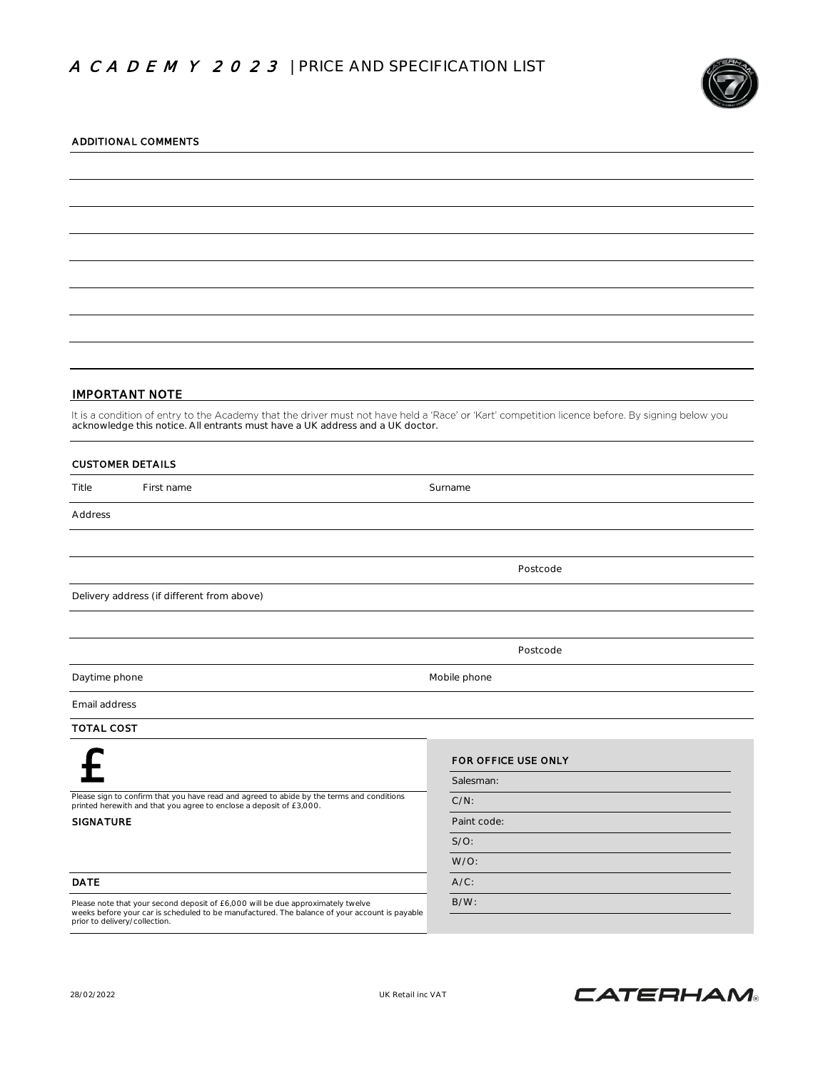# ACADEMY 2023 | PRICE AND SPECIFICATION LIST

## ADDITIONAL COMMENTS

## IMPORTANT NOTE

It is a condition of entry to the Academy that the driver must not have held a 'Race' or 'Kart' competition licence before. By signing below you acknowledge this notice. All entrants must have a UK address and a UK doctor.

## CUSTOMER DETAILS

Title First name Surname

Address

Postcode

Delivery address (if different from above)

Postcode

Daytime phone Mobile phone

Email address

## TOTAL COST

£

Please sign to confirm that you have read and agreed to abide by the terms and conditions printed herewith and that you agree to enclose a deposit of £3,000.

**SIGNATURE**

**DATE**

Please note that your second deposit of £6,000 will be due approximately twelve weeks before your car is scheduled to be manufactured. The balance of your account is payable prior to delivery/collection.

**FOR OFFICE USE ONLY**

Salesman:

C/N:

Paint code:

S/O:

W/O:

A/C:

B/W:

28/02/2022

UK Retail inc VAT